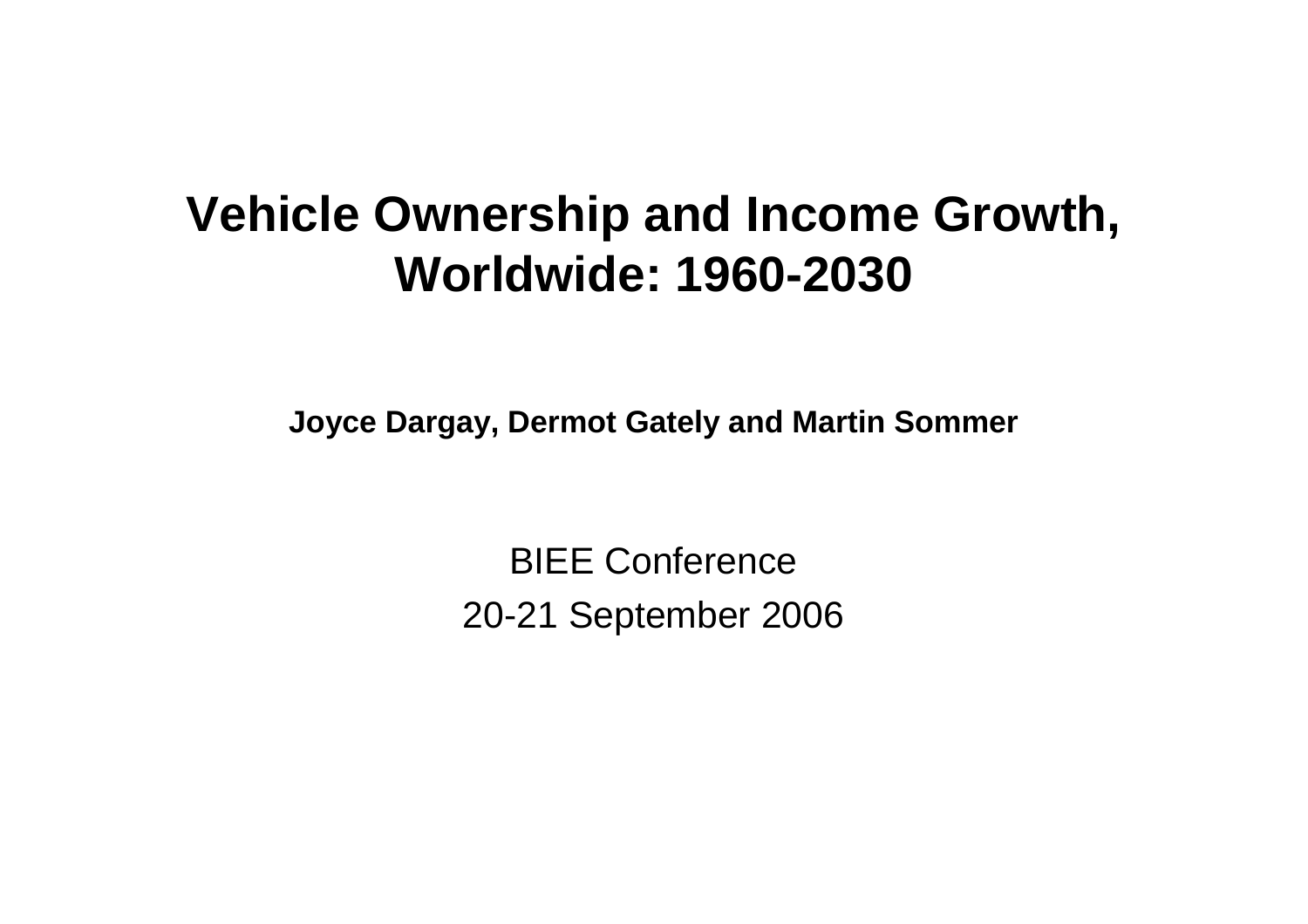# Vehicle Ownership and Income Growth, Worldwide: 1960-2030

**Joyce Dargay, Dermot Gately and Martin Sommer**

BIEE Conference

20-21 September 2006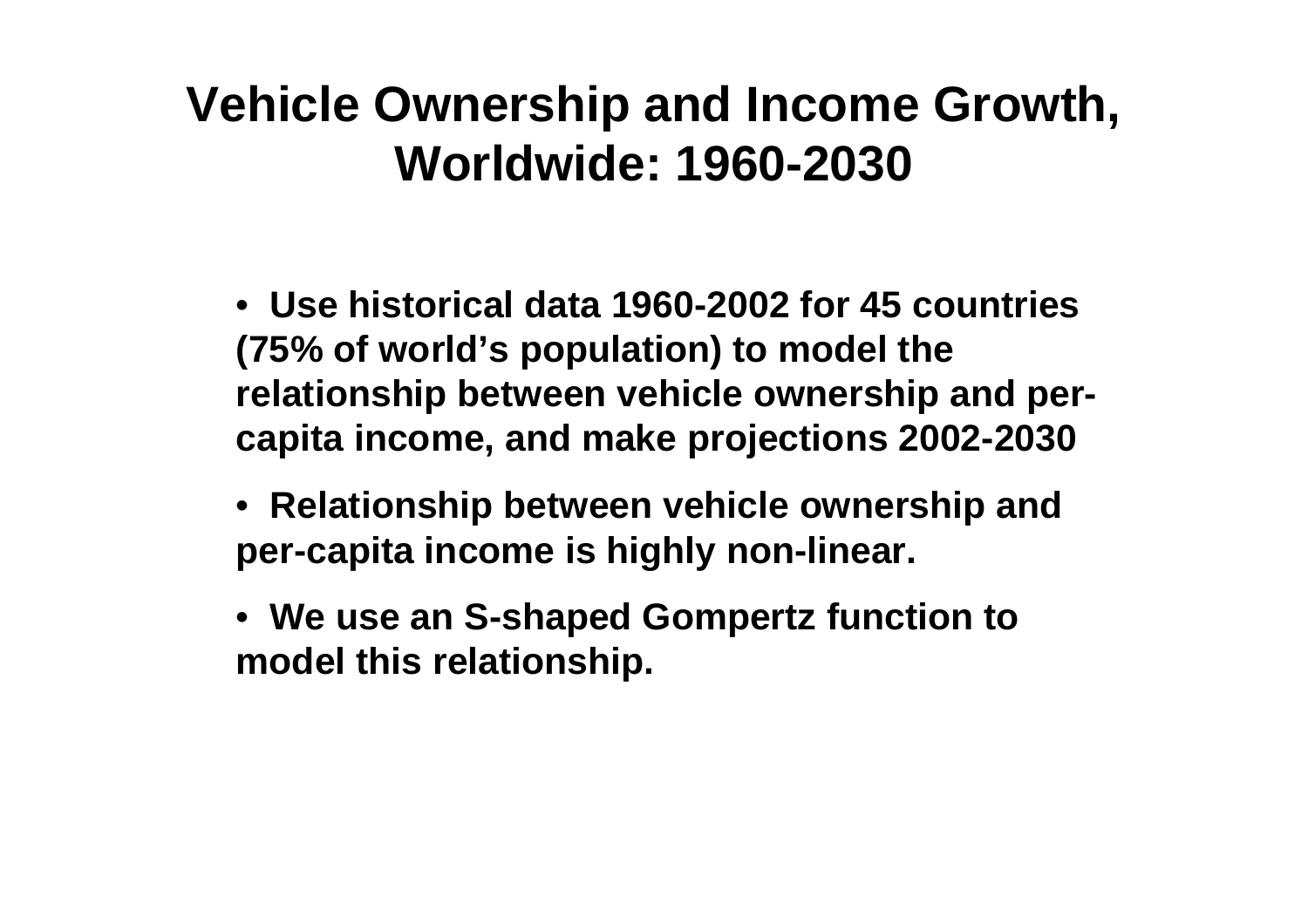# Vehicle Ownership and Income Growth, Worldwide: 1960-2030

- Use historical data 1960-2002 for 45 countries (75% of world's population) to model the relationship between vehicle ownership and per-capita income, and make projections 2002-2030
- Relationship between vehicle ownership and per-capita income is highly non-linear.
- We use an S-shaped Gompertz function to model this relationship.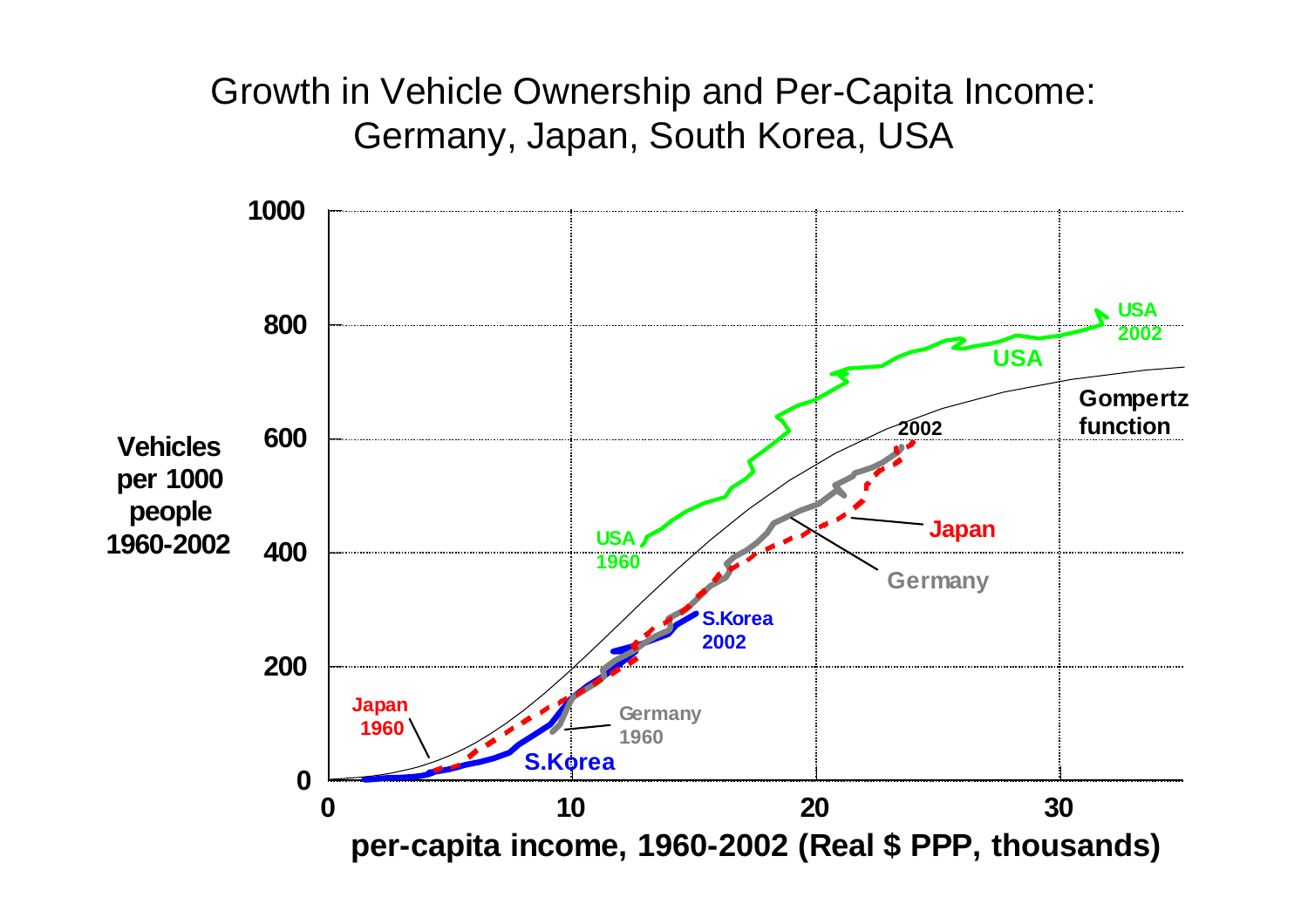# Growth in Vehicle Ownership and Per-Capita Income: Germany, Japan, South Korea, USA

Vehicles per 1000 people 1960-2002

1000

800

600

400

200

0

0 10 20 30

per-capita income, 1960-2002 (Real $ PPP, thousands)

USA 1960

USA 2002

USA

Gompertz function

2002

Japan

Germany

S.Korea 2002

Japan 1960

Germany 1960

S.Korea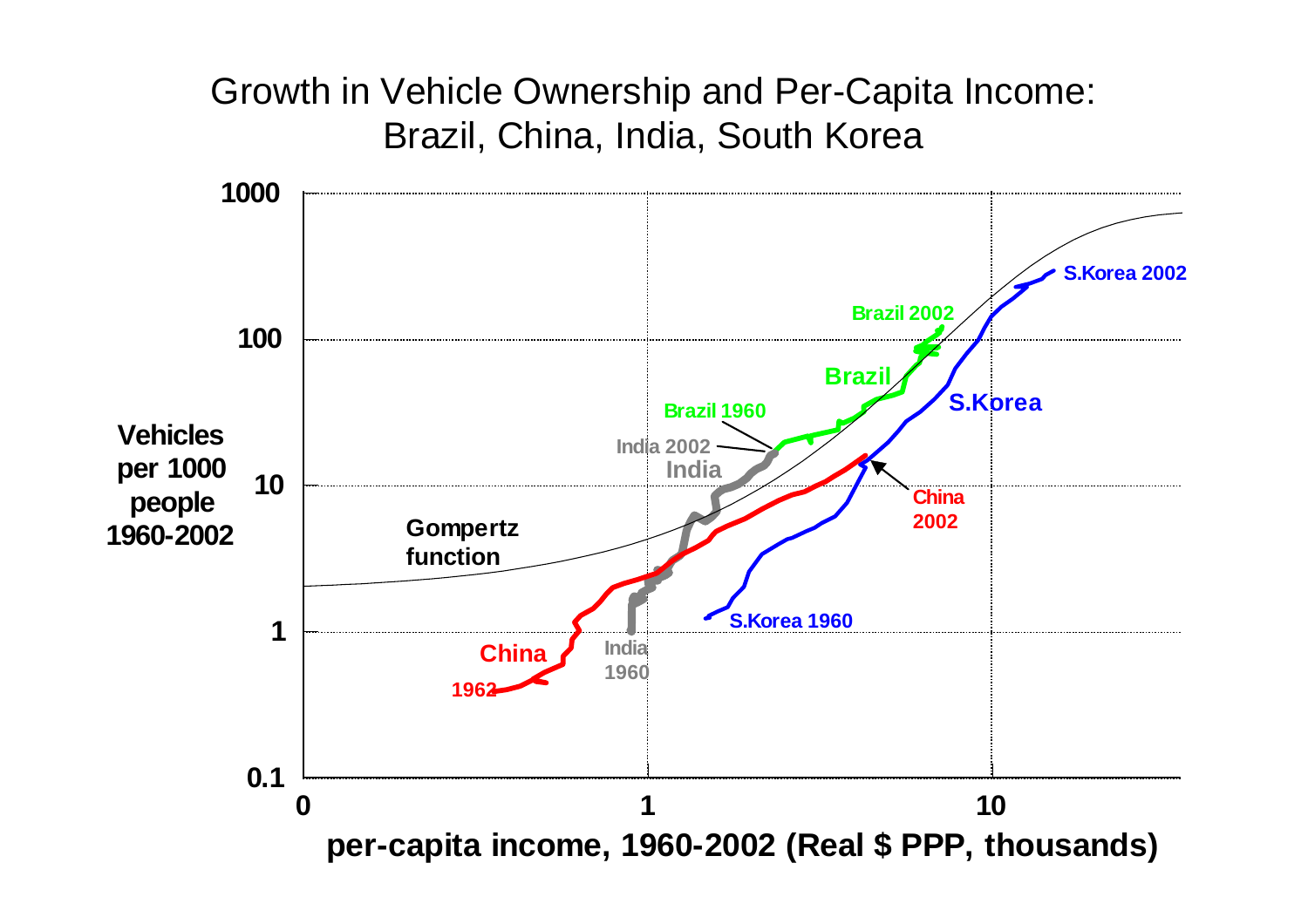# Growth in Vehicle Ownership and Per-Capita Income: Brazil, China, India, South Korea

Vehicles per 1000 people 1960-2002

per-capita income, 1960-2002 (Real $ PPP, thousands)

Gompertz function

Brazil 1960, Brazil 2002, Brazil

India 1960, India 2002, India

China 1962, China 2002, China

S.Korea 1960, S.Korea 2002, S.Korea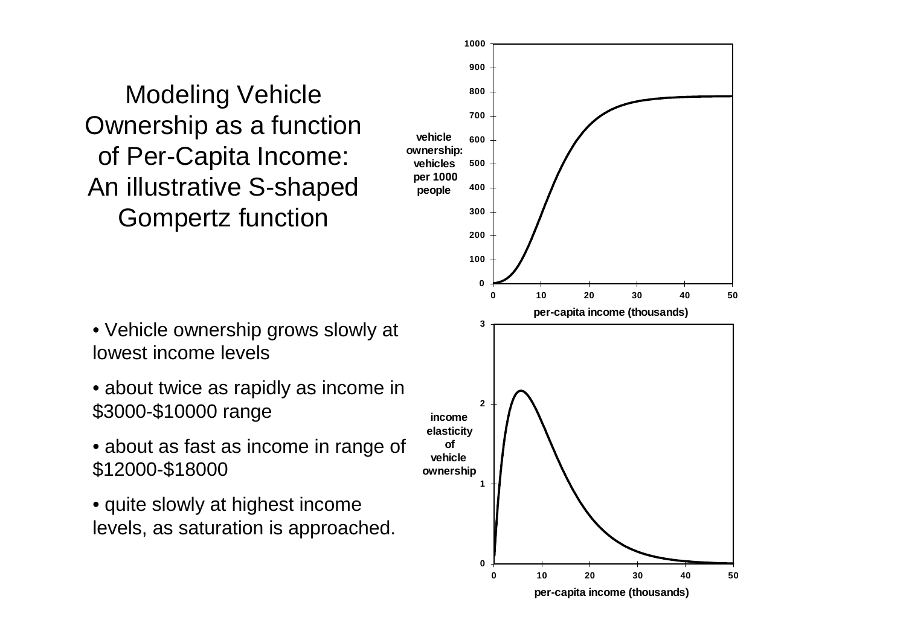# Modeling Vehicle Ownership as a function of Per-Capita Income: An illustrative S-shaped Gompertz function

- Vehicle ownership grows slowly at lowest income levels
- about twice as rapidly as income in $3000-$10000 range
- about as fast as income in range of $12000-$18000
- quite slowly at highest income levels, as saturation is approached.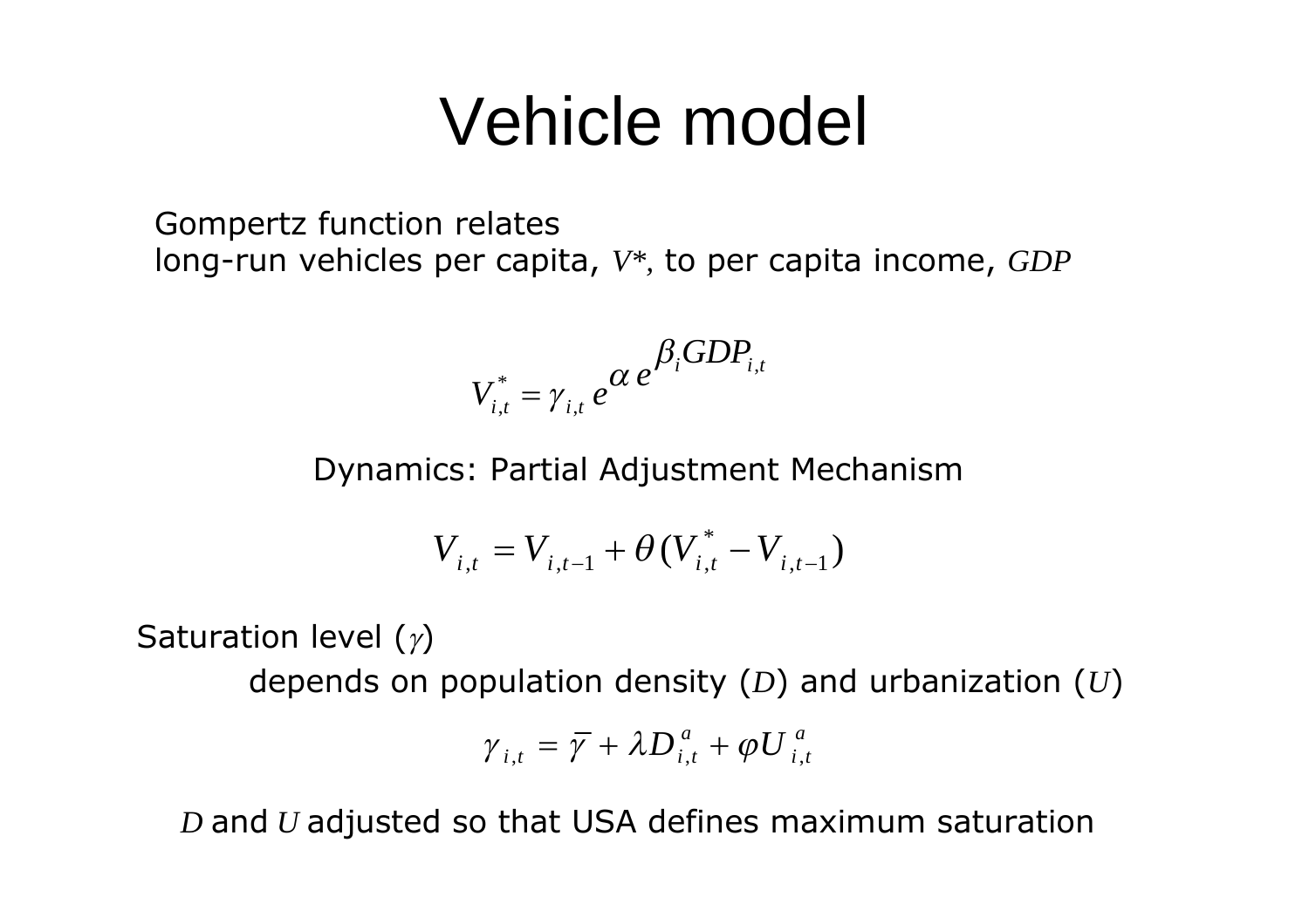# Vehicle model

Gompertz function relates
long-run vehicles per capita, $V^*$, to per capita income, $GDP$

$$V_{i,t}^* = \gamma_{i,t}\, e^{\alpha\, e^{\beta_i GDP_{i,t}}}$$

Dynamics: Partial Adjustment Mechanism

$$V_{i,t} = V_{i,t-1} + \theta (V_{i,t}^* - V_{i,t-1})$$

Saturation level ($\gamma$)

depends on population density ($D$) and urbanization ($U$)

$$\gamma_{i,t} = \overline{\gamma} + \lambda D_{i,t}^a + \varphi U_{i,t}^a$$

$D$ and $U$ adjusted so that USA defines maximum saturation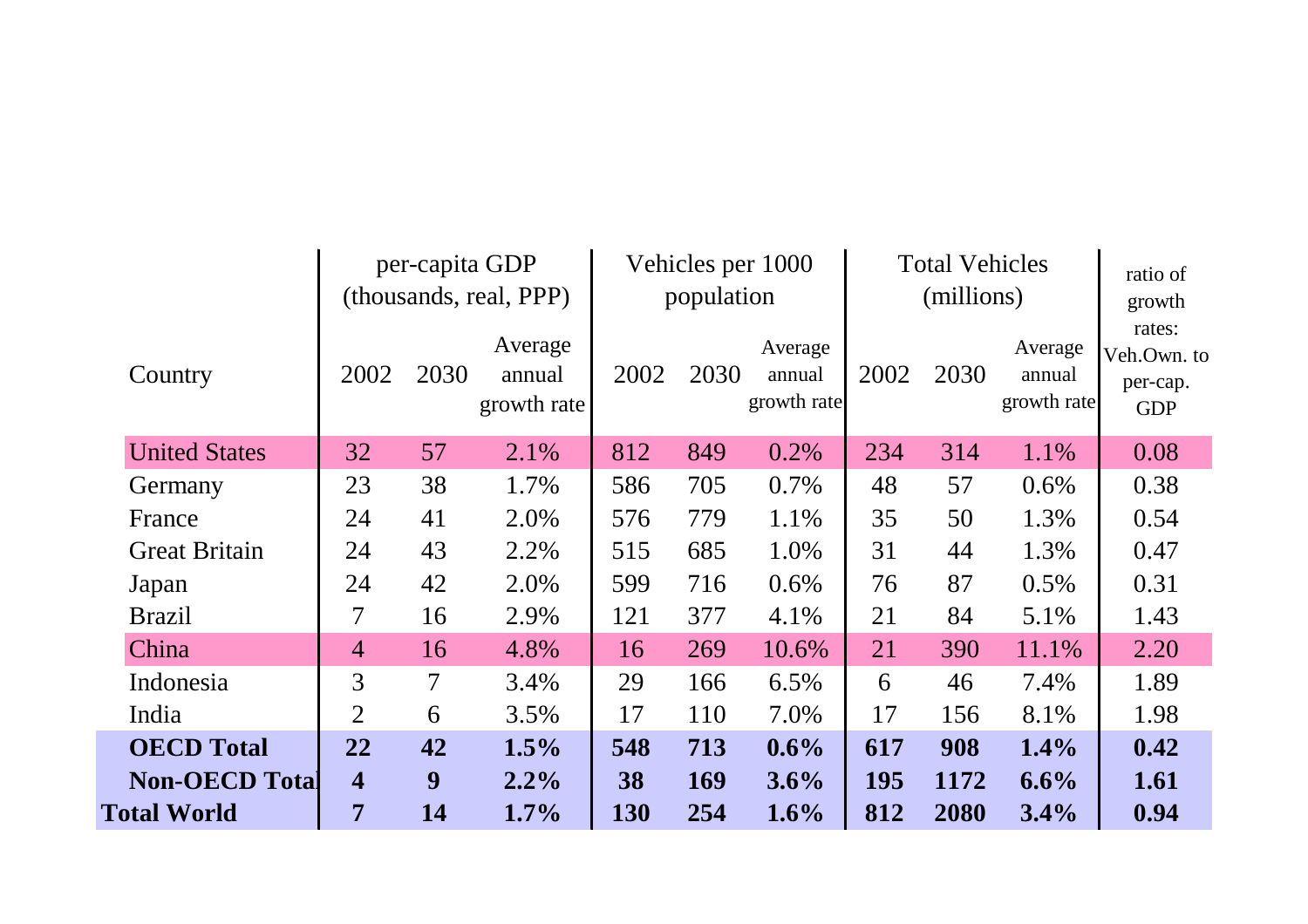| Country | per-capita GDP (thousands, real, PPP) | | | Vehicles per 1000 population | | | Total Vehicles (millions) | | | ratio of growth rates: Veh.Own. to per-cap. GDP |
|---|---|---|---|---|---|---|---|---|---|---|
| | 2002 | 2030 | Average annual growth rate | 2002 | 2030 | Average annual growth rate | 2002 | 2030 | Average annual growth rate | |
| United States | 32 | 57 | 2.1% | 812 | 849 | 0.2% | 234 | 314 | 1.1% | 0.08 |
| Germany | 23 | 38 | 1.7% | 586 | 705 | 0.7% | 48 | 57 | 0.6% | 0.38 |
| France | 24 | 41 | 2.0% | 576 | 779 | 1.1% | 35 | 50 | 1.3% | 0.54 |
| Great Britain | 24 | 43 | 2.2% | 515 | 685 | 1.0% | 31 | 44 | 1.3% | 0.47 |
| Japan | 24 | 42 | 2.0% | 599 | 716 | 0.6% | 76 | 87 | 0.5% | 0.31 |
| Brazil | 7 | 16 | 2.9% | 121 | 377 | 4.1% | 21 | 84 | 5.1% | 1.43 |
| China | 4 | 16 | 4.8% | 16 | 269 | 10.6% | 21 | 390 | 11.1% | 2.20 |
| Indonesia | 3 | 7 | 3.4% | 29 | 166 | 6.5% | 6 | 46 | 7.4% | 1.89 |
| India | 2 | 6 | 3.5% | 17 | 110 | 7.0% | 17 | 156 | 8.1% | 1.98 |
| **OECD Total** | **22** | **42** | **1.5%** | **548** | **713** | **0.6%** | **617** | **908** | **1.4%** | **0.42** |
| **Non-OECD Total** | **4** | **9** | **2.2%** | **38** | **169** | **3.6%** | **195** | **1172** | **6.6%** | **1.61** |
| **Total World** | **7** | **14** | **1.7%** | **130** | **254** | **1.6%** | **812** | **2080** | **3.4%** | **0.94** |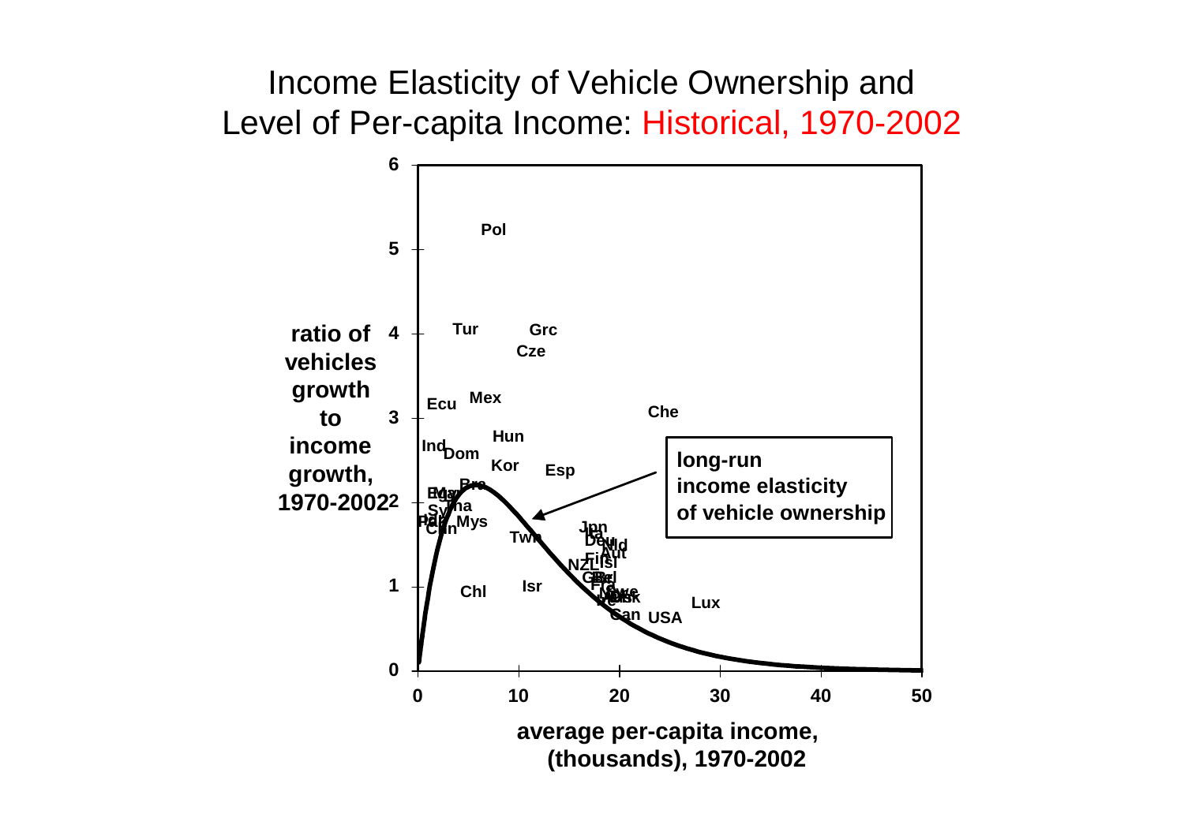# Income Elasticity of Vehicle Ownership and Level of Per-capita Income: Historical, 1970-2002

ratio of vehicles growth to income growth, 1970-2002

average per-capita income, (thousands), 1970-2002

long-run income elasticity of vehicle ownership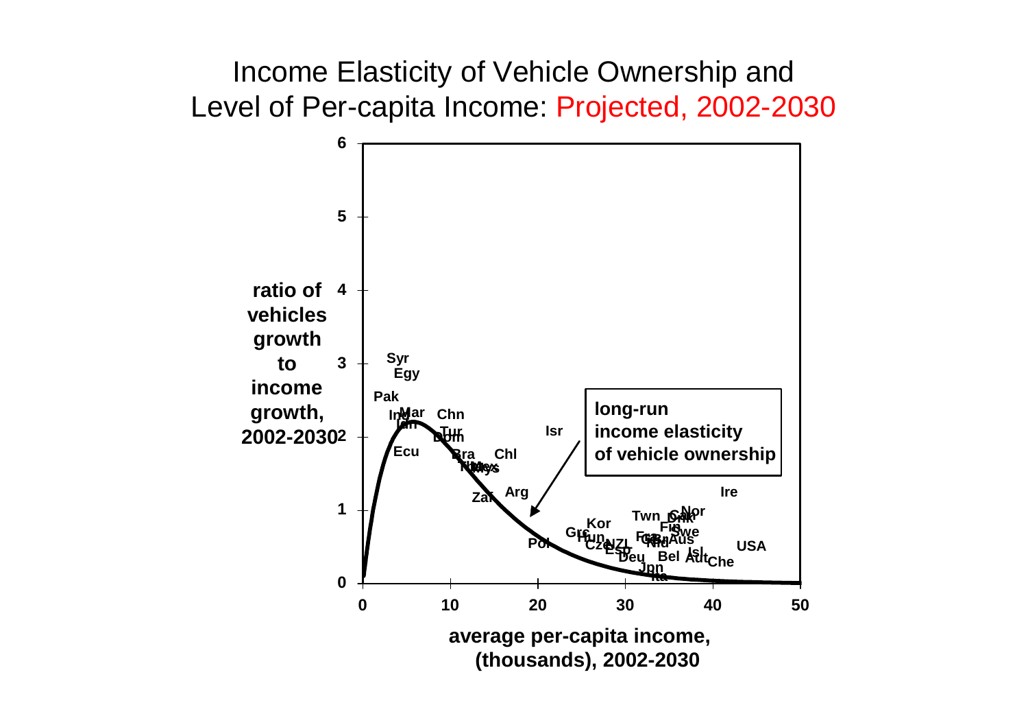# Income Elasticity of Vehicle Ownership and Level of Per-capita Income: Projected, 2002-2030

ratio of vehicles growth to income growth, 2002-2030

average per-capita income, (thousands), 2002-2030

long-run income elasticity of vehicle ownership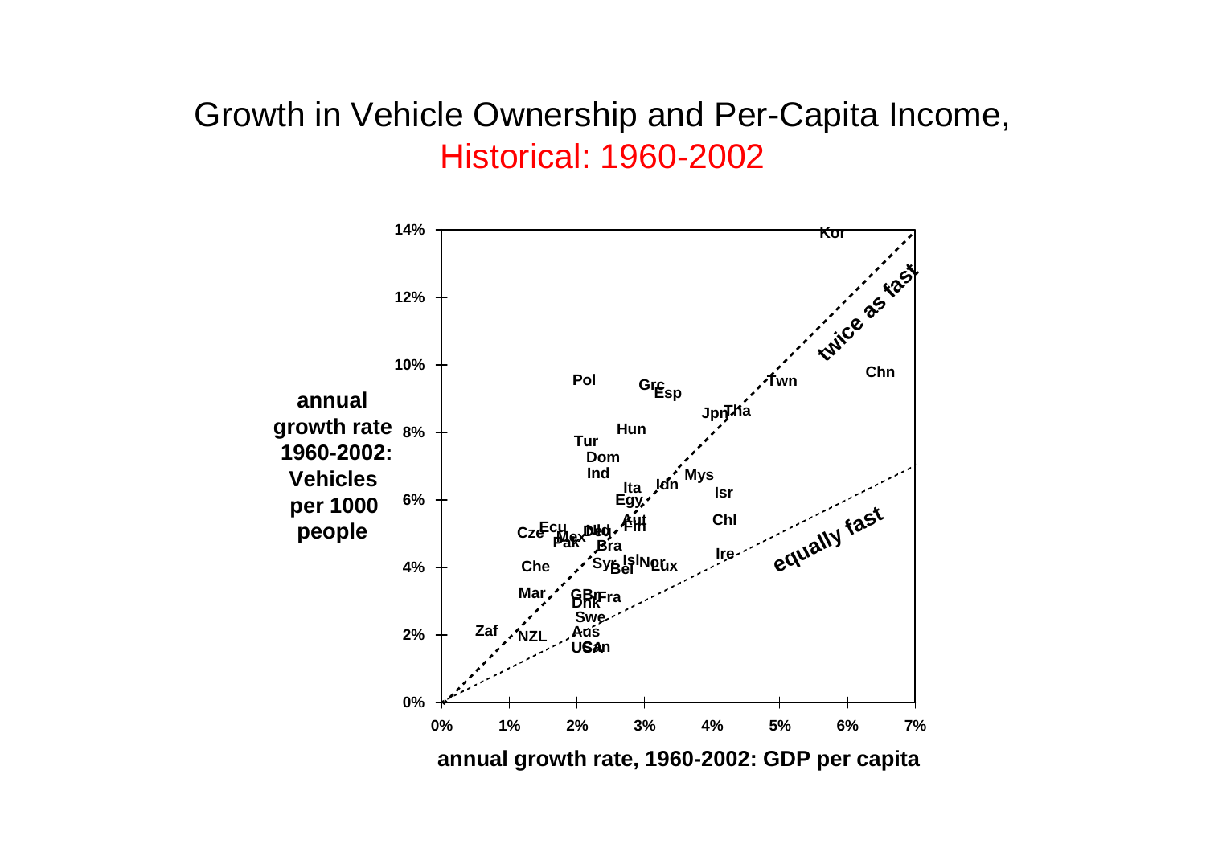# Growth in Vehicle Ownership and Per-Capita Income, Historical: 1960-2002

annual growth rate 1960-2002: Vehicles per 1000 people

annual growth rate, 1960-2002: GDP per capita

twice as fast

equally fast

Kor, Chn, Twn, Pol, Grc, Esp, Jpn, Tha, Hun, Tur, Dom, Ind, Mys, Ita, Idn, Isr, Egy, Aut, Fin, Chl, Cze, Ecu, Mex, Pak, Nld, Deu, Bra, Ire, Che, Syr, Bel, Isl, Nor, Lux, Mar, GBr, Dnk, Fra, Swe, Zaf, NZL, Aus, USA, Can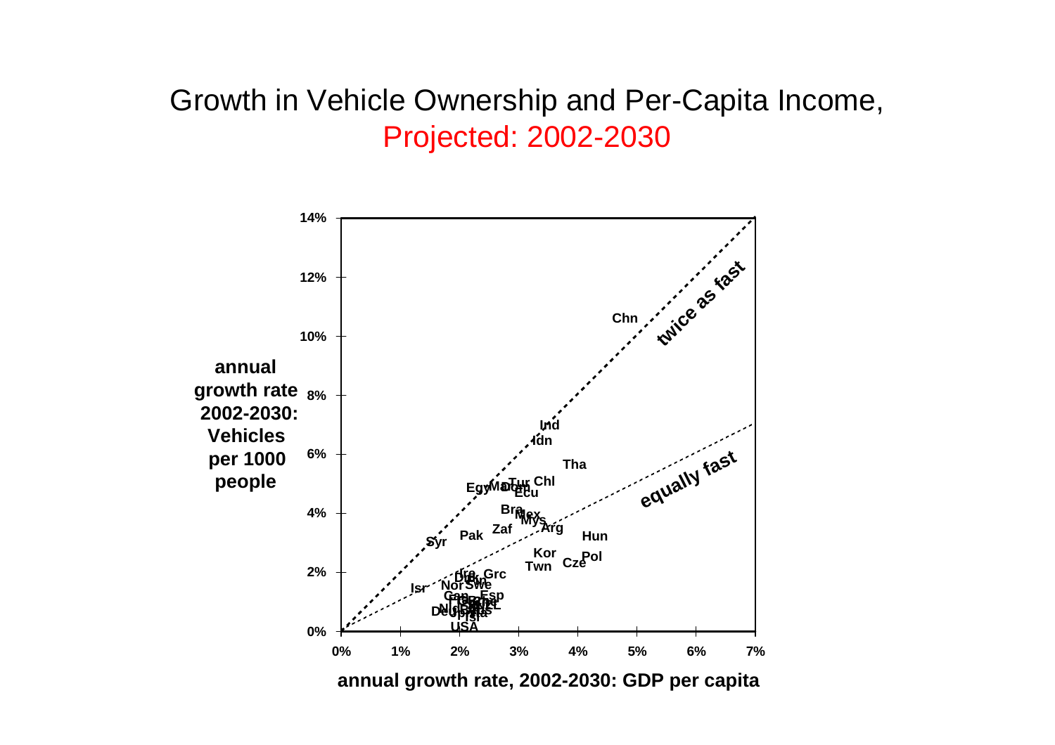# Growth in Vehicle Ownership and Per-Capita Income, Projected: 2002-2030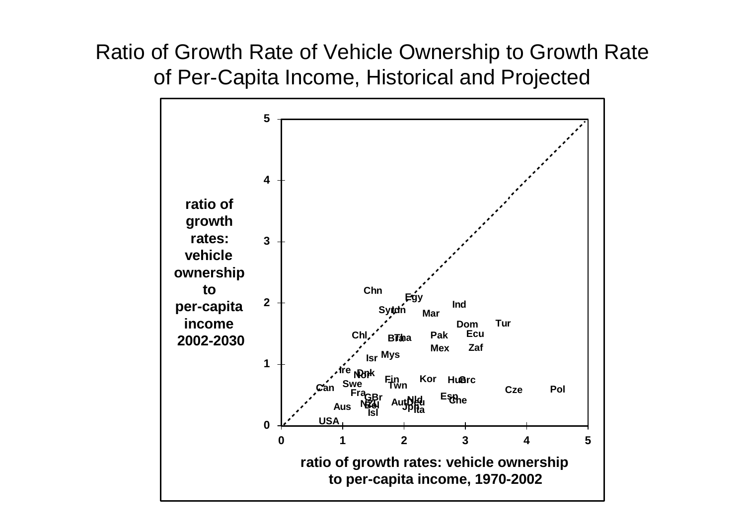# Ratio of Growth Rate of Vehicle Ownership to Growth Rate of Per-Capita Income, Historical and Projected

ratio of growth rates: vehicle ownership to per-capita income 2002-2030

ratio of growth rates: vehicle ownership to per-capita income, 1970-2002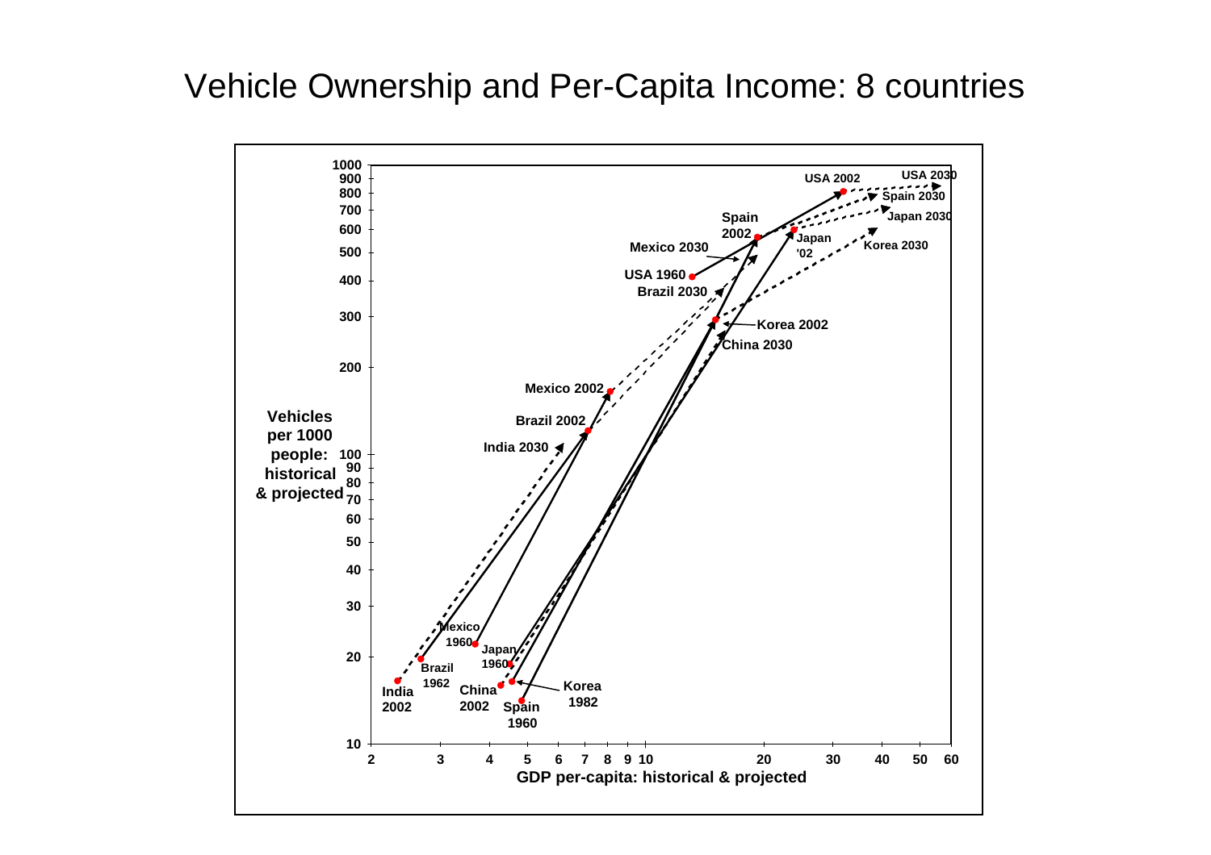# Vehicle Ownership and Per-Capita Income: 8 countries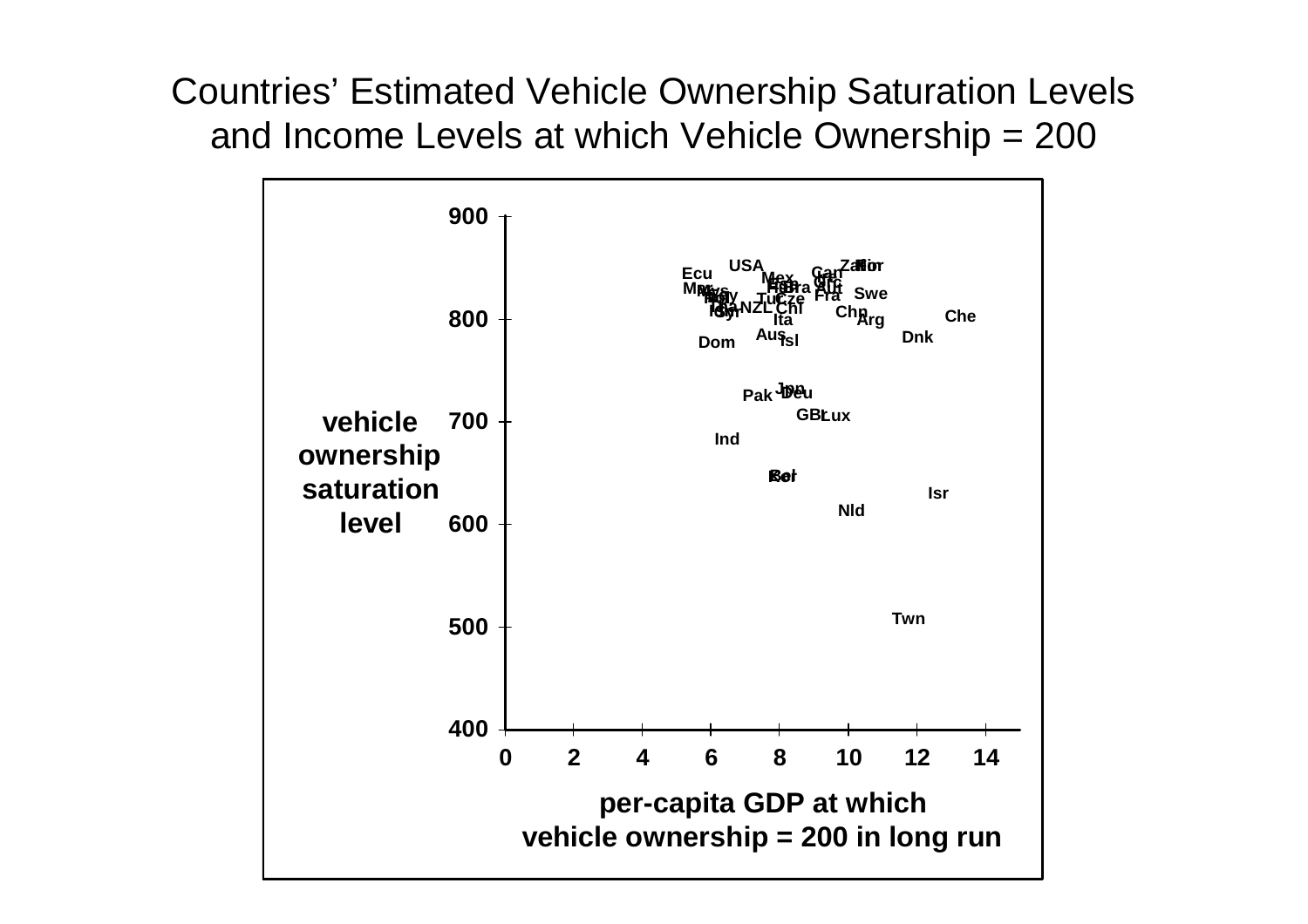# Countries' Estimated Vehicle Ownership Saturation Levels and Income Levels at which Vehicle Ownership = 200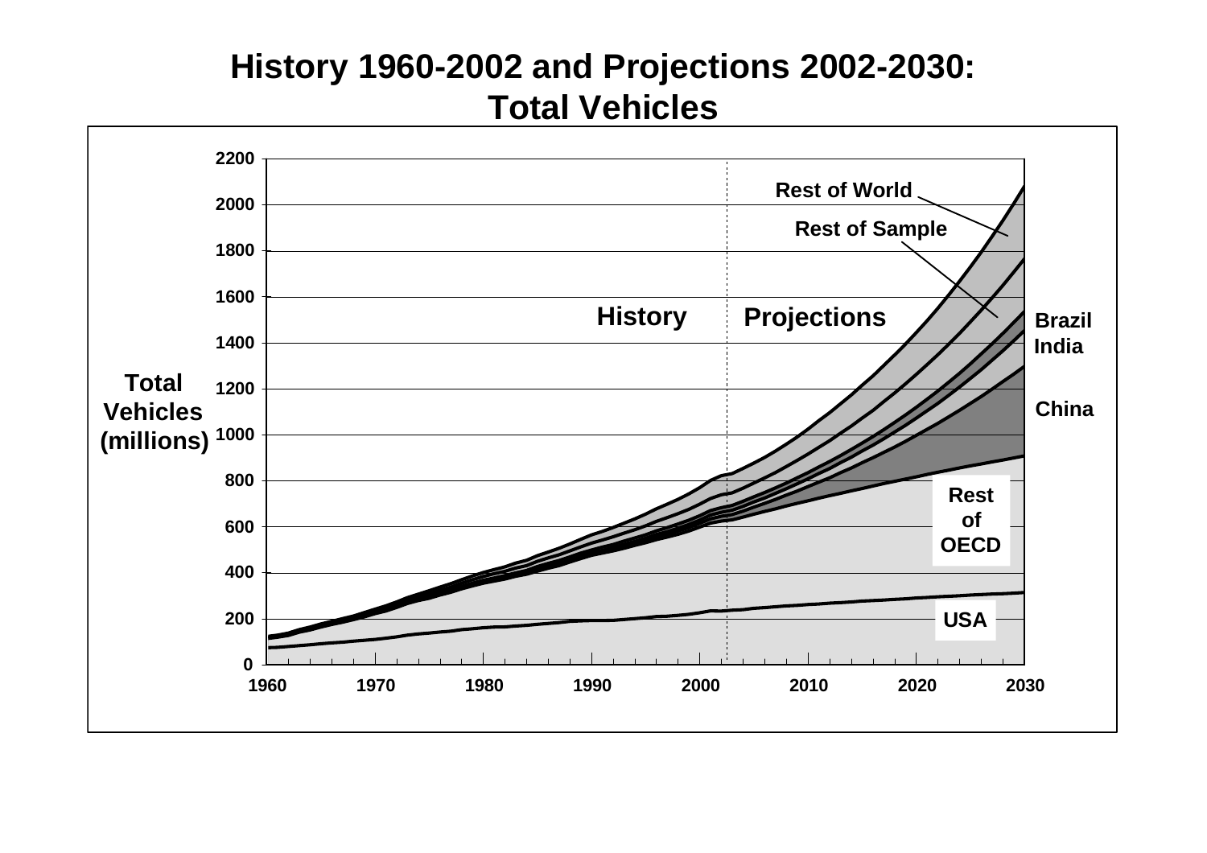# History 1960-2002 and Projections 2002-2030: Total Vehicles

Total Vehicles (millions)

0, 200, 400, 600, 800, 1000, 1200, 1400, 1600, 1800, 2000, 2200

1960, 1970, 1980, 1990, 2000, 2010, 2020, 2030

History | Projections

Rest of World

Rest of Sample

Brazil

India

China

Rest of OECD

USA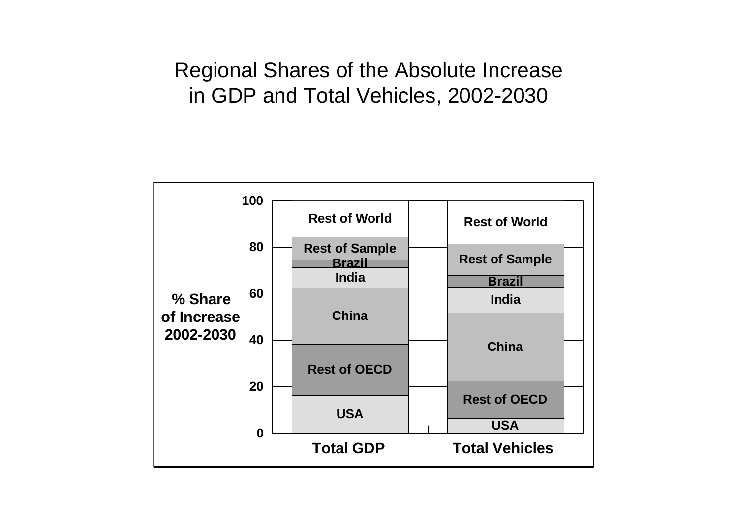# Regional Shares of the Absolute Increase in GDP and Total Vehicles, 2002-2030

% Share of Increase 2002-2030

| | Total GDP | Total Vehicles |
|---|---|---|
| Rest of World | Rest of World | Rest of World |
| Rest of Sample | Rest of Sample | Rest of Sample |
| Brazil | Brazil | Brazil |
| India | India | India |
| China | China | China |
| Rest of OECD | Rest of OECD | Rest of OECD |
| USA | USA | USA |

Y-axis: 0, 20, 40, 60, 80, 100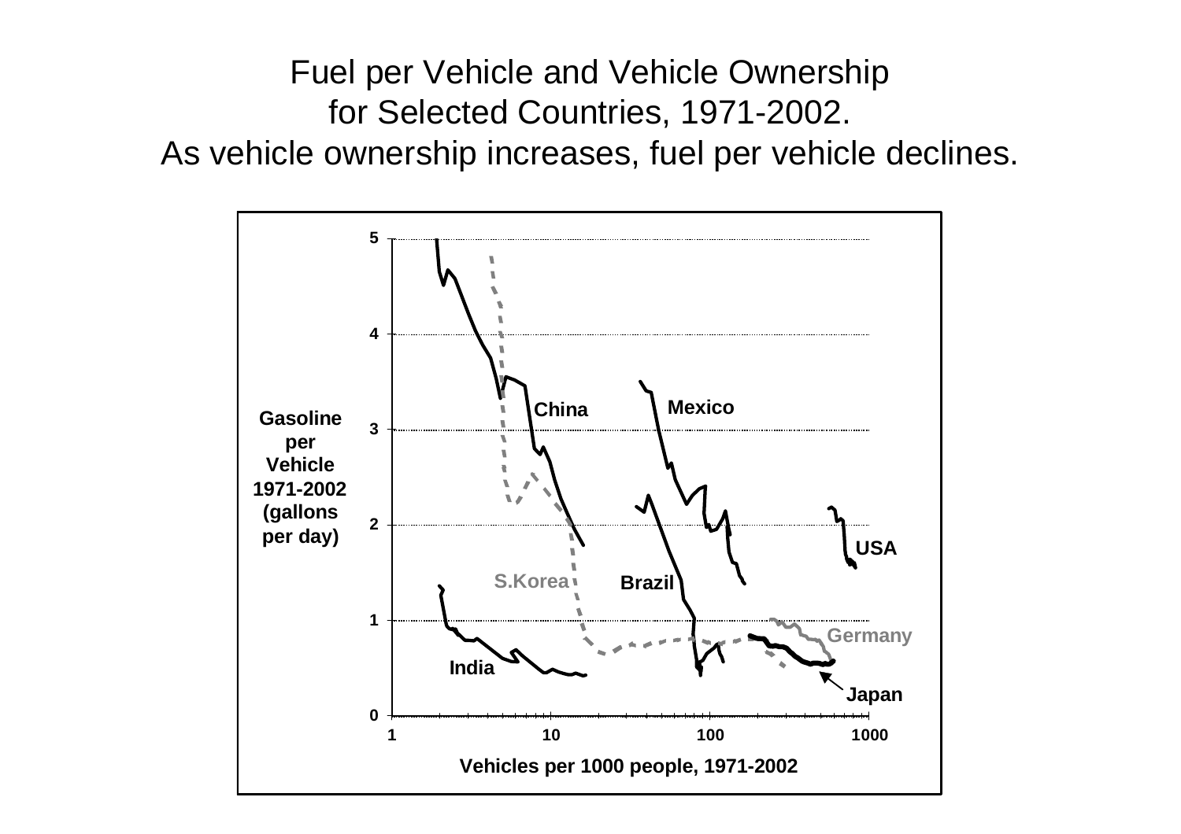# Fuel per Vehicle and Vehicle Ownership for Selected Countries, 1971-2002.

As vehicle ownership increases, fuel per vehicle declines.

Gasoline per Vehicle 1971-2002 (gallons per day)

Vehicles per 1000 people, 1971-2002

China, Mexico, USA, S.Korea, Brazil, Germany, India, Japan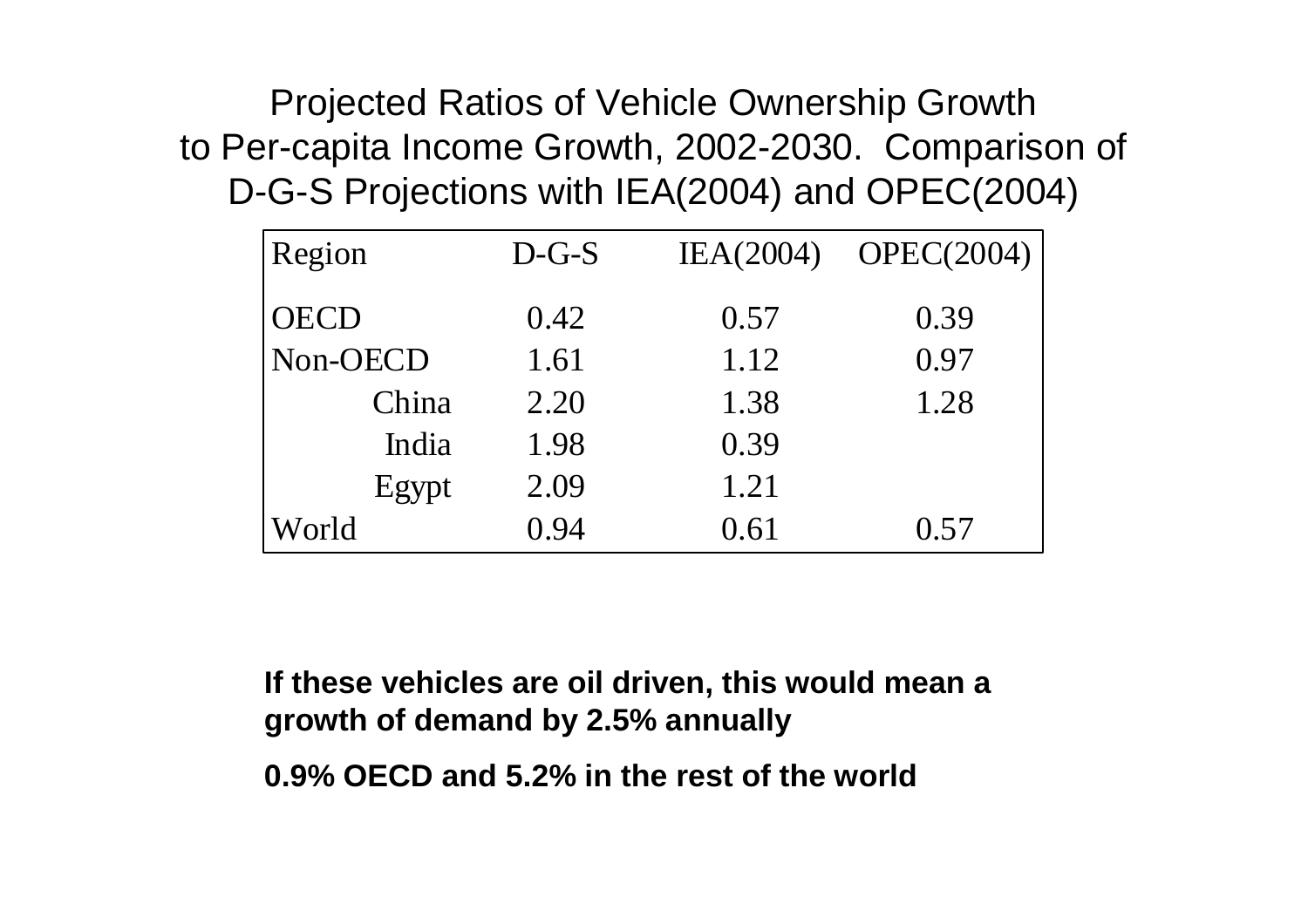# Projected Ratios of Vehicle Ownership Growth to Per-capita Income Growth, 2002-2030. Comparison of D-G-S Projections with IEA(2004) and OPEC(2004)

| Region | D-G-S | IEA(2004) | OPEC(2004) |
|---|---|---|---|
| OECD | 0.42 | 0.57 | 0.39 |
| Non-OECD | 1.61 | 1.12 | 0.97 |
| China | 2.20 | 1.38 | 1.28 |
| India | 1.98 | 0.39 | |
| Egypt | 2.09 | 1.21 | |
| World | 0.94 | 0.61 | 0.57 |

**If these vehicles are oil driven, this would mean a growth of demand by 2.5% annually**

**0.9% OECD and 5.2% in the rest of the world**